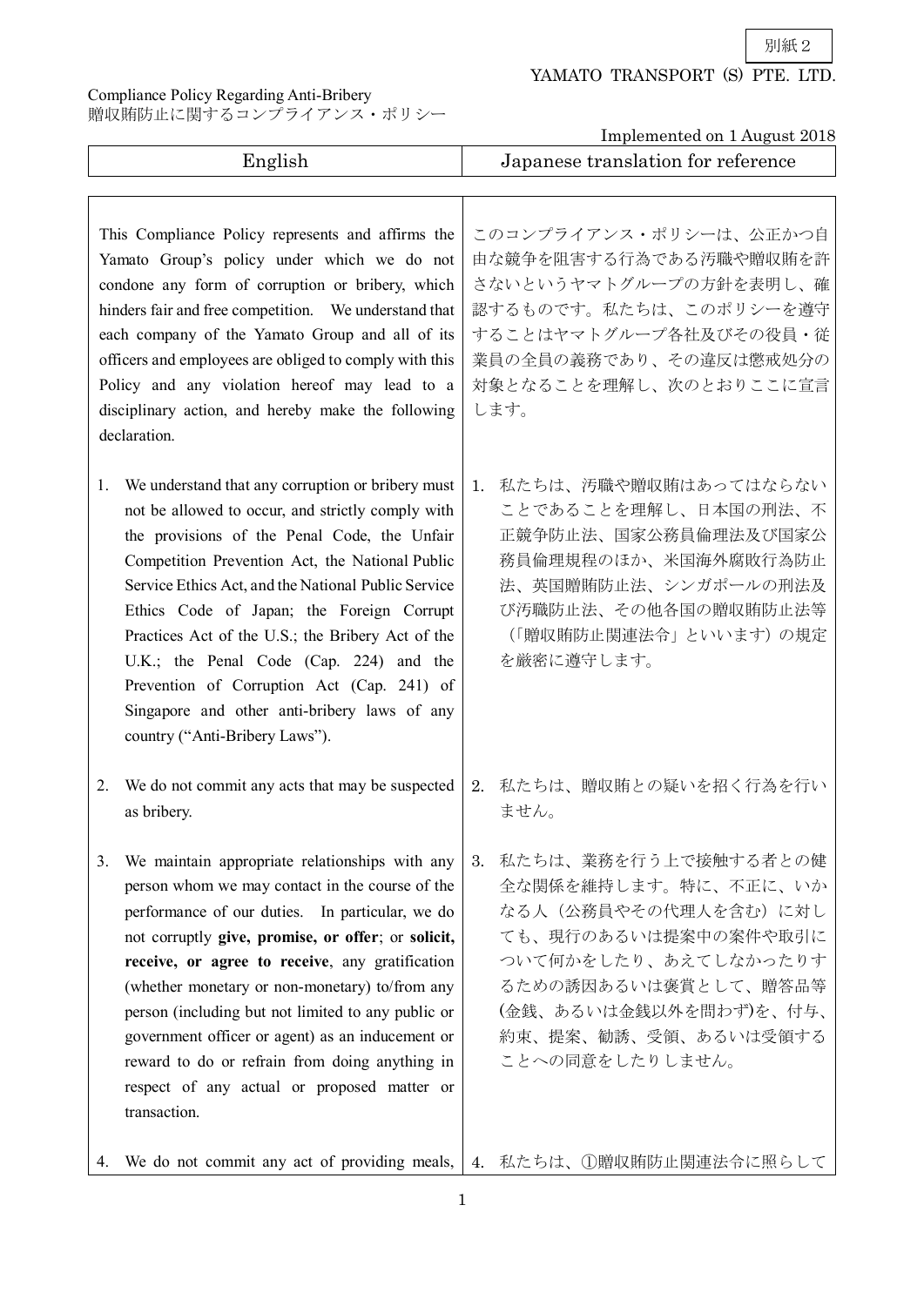別紙２

YAMATO TRANSPORT (S) PTE. LTD.

Compliance Policy Regarding Anti-Bribery
贈収賄防止に関するコンプライアンス・ポリシー

Implemented on 1 August 2018

| English | Japanese translation for reference |
|---|---|
| This Compliance Policy represents and affirms the Yamato Group's policy under which we do not condone any form of corruption or bribery, which hinders fair and free competition. We understand that each company of the Yamato Group and all of its officers and employees are obliged to comply with this Policy and any violation hereof may lead to a disciplinary action, and hereby make the following declaration. | このコンプライアンス・ポリシーは、公正かつ自由な競争を阻害する行為である汚職や贈収賄を許さないというヤマトグループの方針を表明し、確認するものです。私たちは、このポリシーを遵守することはヤマトグループ各社及びその役員・従業員の全員の義務であり、その違反は懲戒処分の対象となることを理解し、次のとおりここに宣言します。 |
| 1. We understand that any corruption or bribery must not be allowed to occur, and strictly comply with the provisions of the Penal Code, the Unfair Competition Prevention Act, the National Public Service Ethics Act, and the National Public Service Ethics Code of Japan; the Foreign Corrupt Practices Act of the U.S.; the Bribery Act of the U.K.; the Penal Code (Cap. 224) and the Prevention of Corruption Act (Cap. 241) of Singapore and other anti-bribery laws of any country ("Anti-Bribery Laws"). | 1. 私たちは、汚職や贈収賄はあってはならないことであることを理解し、日本国の刑法、不正競争防止法、国家公務員倫理法及び国家公務員倫理規程のほか、米国海外腐敗行為防止法、英国贈賄防止法、シンガポールの刑法及び汚職防止法、その他各国の贈収賄防止法等（「贈収賄防止関連法令」といいます）の規定を厳密に遵守します。 |
| 2. We do not commit any acts that may be suspected as bribery. | 2. 私たちは、贈収賄との疑いを招く行為を行いません。 |
| 3. We maintain appropriate relationships with any person whom we may contact in the course of the performance of our duties. In particular, we do not corruptly **give, promise, or offer**; or **solicit, receive, or agree to receive**, any gratification (whether monetary or non-monetary) to/from any person (including but not limited to any public or government officer or agent) as an inducement or reward to do or refrain from doing anything in respect of any actual or proposed matter or transaction. | 3. 私たちは、業務を行う上で接触する者との健全な関係を維持します。特に、不正に、いかなる人（公務員やその代理人を含む）に対しても、現行のあるいは提案中の案件や取引について何かをしたり、あえてしなかったりするための誘因あるいは褒賞として、贈答品等(金銭、あるいは金銭以外を問わず)を、付与、約束、提案、勧誘、受領、あるいは受領することへの同意をしたりしません。 |
| 4. We do not commit any act of providing meals, | 4. 私たちは、①贈収賄防止関連法令に照らして |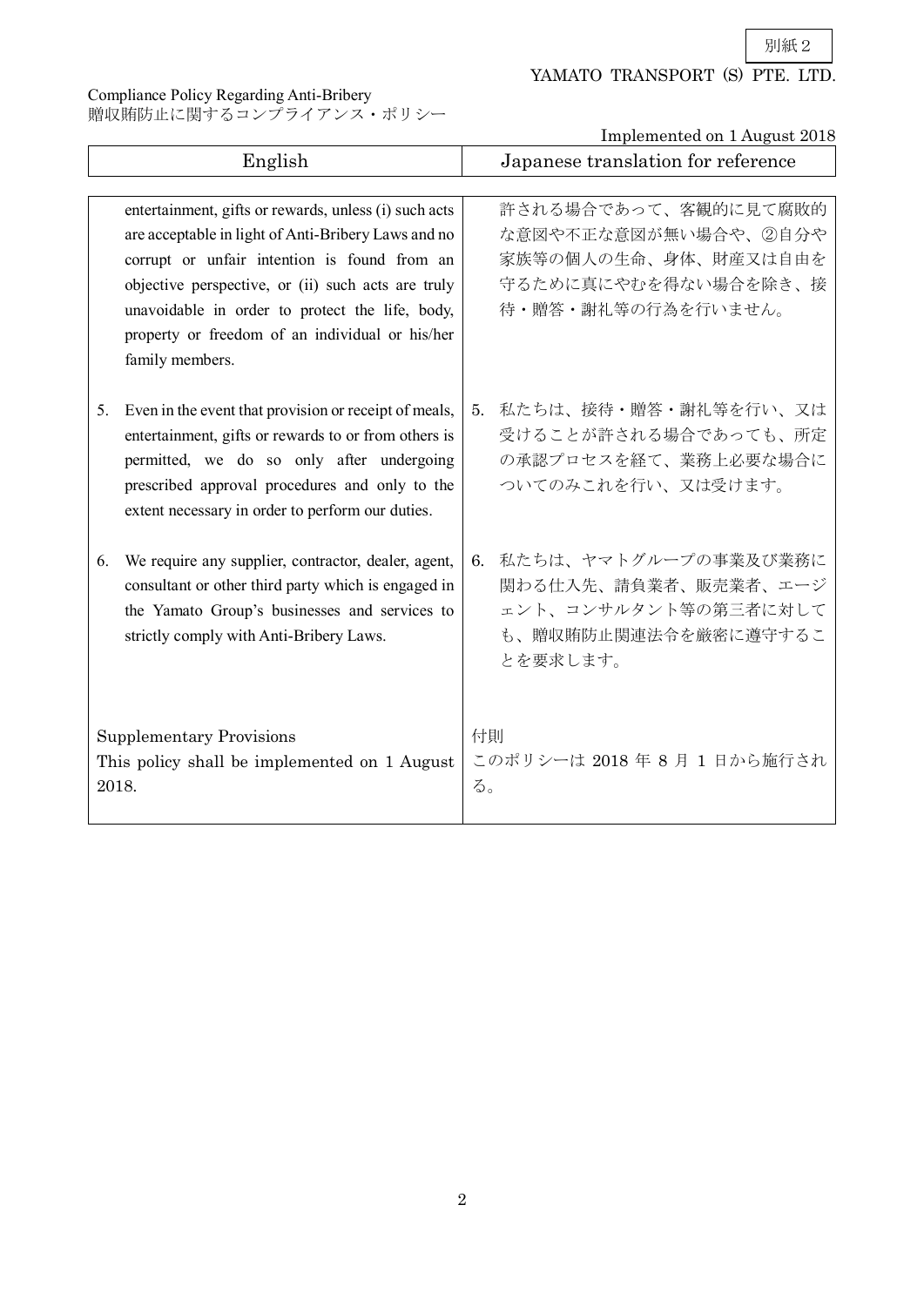別紙２

YAMATO TRANSPORT (S) PTE. LTD.

Compliance Policy Regarding Anti-Bribery
贈収賄防止に関するコンプライアンス・ポリシー

Implemented on 1 August 2018

| English | Japanese translation for reference |
| --- | --- |
| entertainment, gifts or rewards, unless (i) such acts are acceptable in light of Anti-Bribery Laws and no corrupt or unfair intention is found from an objective perspective, or (ii) such acts are truly unavoidable in order to protect the life, body, property or freedom of an individual or his/her family members. | 許される場合であって、客観的に見て腐敗的な意図や不正な意図が無い場合や、②自分や家族等の個人の生命、身体、財産又は自由を守るために真にやむを得ない場合を除き、接待・贈答・謝礼等の行為を行いません。 |
| 5. Even in the event that provision or receipt of meals, entertainment, gifts or rewards to or from others is permitted, we do so only after undergoing prescribed approval procedures and only to the extent necessary in order to perform our duties. | 5. 私たちは、接待・贈答・謝礼等を行い、又は受けることが許される場合であっても、所定の承認プロセスを経て、業務上必要な場合についてのみこれを行い、又は受けます。 |
| 6. We require any supplier, contractor, dealer, agent, consultant or other third party which is engaged in the Yamato Group's businesses and services to strictly comply with Anti-Bribery Laws. | 6. 私たちは、ヤマトグループの事業及び業務に関わる仕入先、請負業者、販売業者、エージェント、コンサルタント等の第三者に対しても、贈収賄防止関連法令を厳密に遵守することを要求します。 |
| Supplementary Provisions<br>This policy shall be implemented on 1 August 2018. | 付則<br>このポリシーは 2018 年 8 月 1 日から施行される。 |